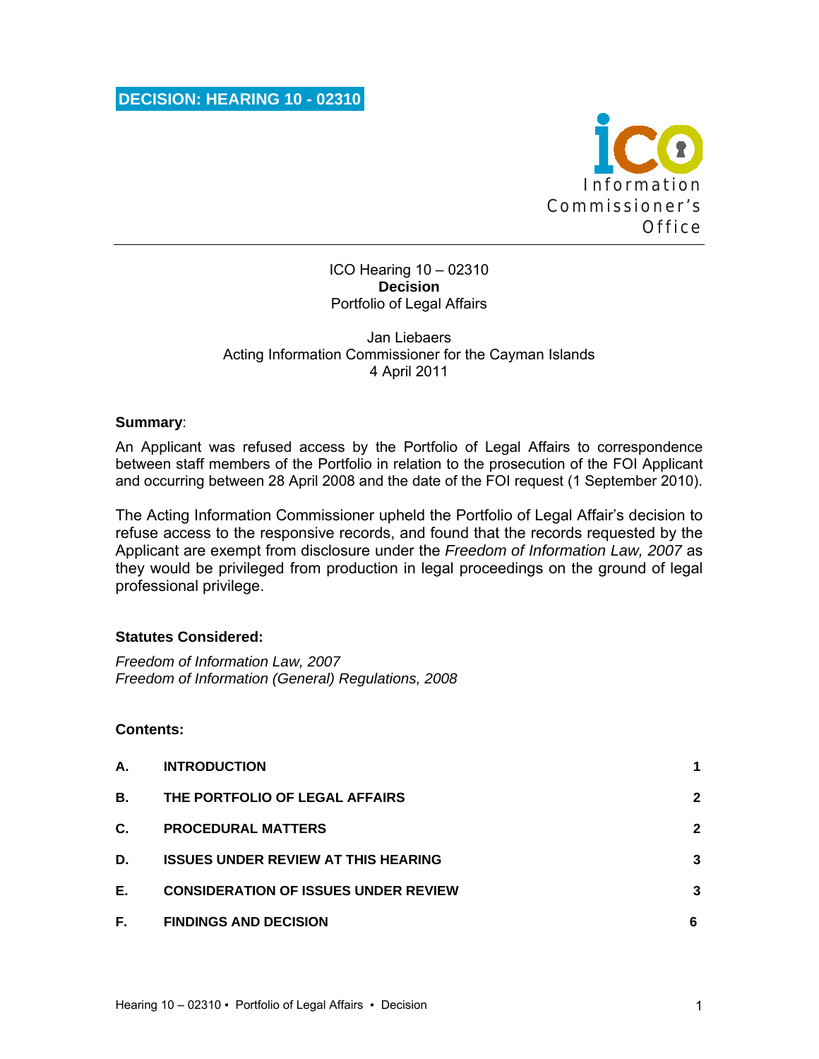# DECISION: HEARING 10 - 02310

Information Commissioner's Office

ICO Hearing 10 – 02310
**Decision**
Portfolio of Legal Affairs

Jan Liebaers
Acting Information Commissioner for the Cayman Islands
4 April 2011

**Summary**:

An Applicant was refused access by the Portfolio of Legal Affairs to correspondence between staff members of the Portfolio in relation to the prosecution of the FOI Applicant and occurring between 28 April 2008 and the date of the FOI request (1 September 2010).

The Acting Information Commissioner upheld the Portfolio of Legal Affair's decision to refuse access to the responsive records, and found that the records requested by the Applicant are exempt from disclosure under the *Freedom of Information Law, 2007* as they would be privileged from production in legal proceedings on the ground of legal professional privilege.

**Statutes Considered:**

*Freedom of Information Law, 2007*
*Freedom of Information (General) Regulations, 2008*

**Contents:**

| | | |
|---|---|---|
| **A.** | **INTRODUCTION** | **1** |
| **B.** | **THE PORTFOLIO OF LEGAL AFFAIRS** | **2** |
| **C.** | **PROCEDURAL MATTERS** | **2** |
| **D.** | **ISSUES UNDER REVIEW AT THIS HEARING** | **3** |
| **E.** | **CONSIDERATION OF ISSUES UNDER REVIEW** | **3** |
| **F.** | **FINDINGS AND DECISION** | **6** |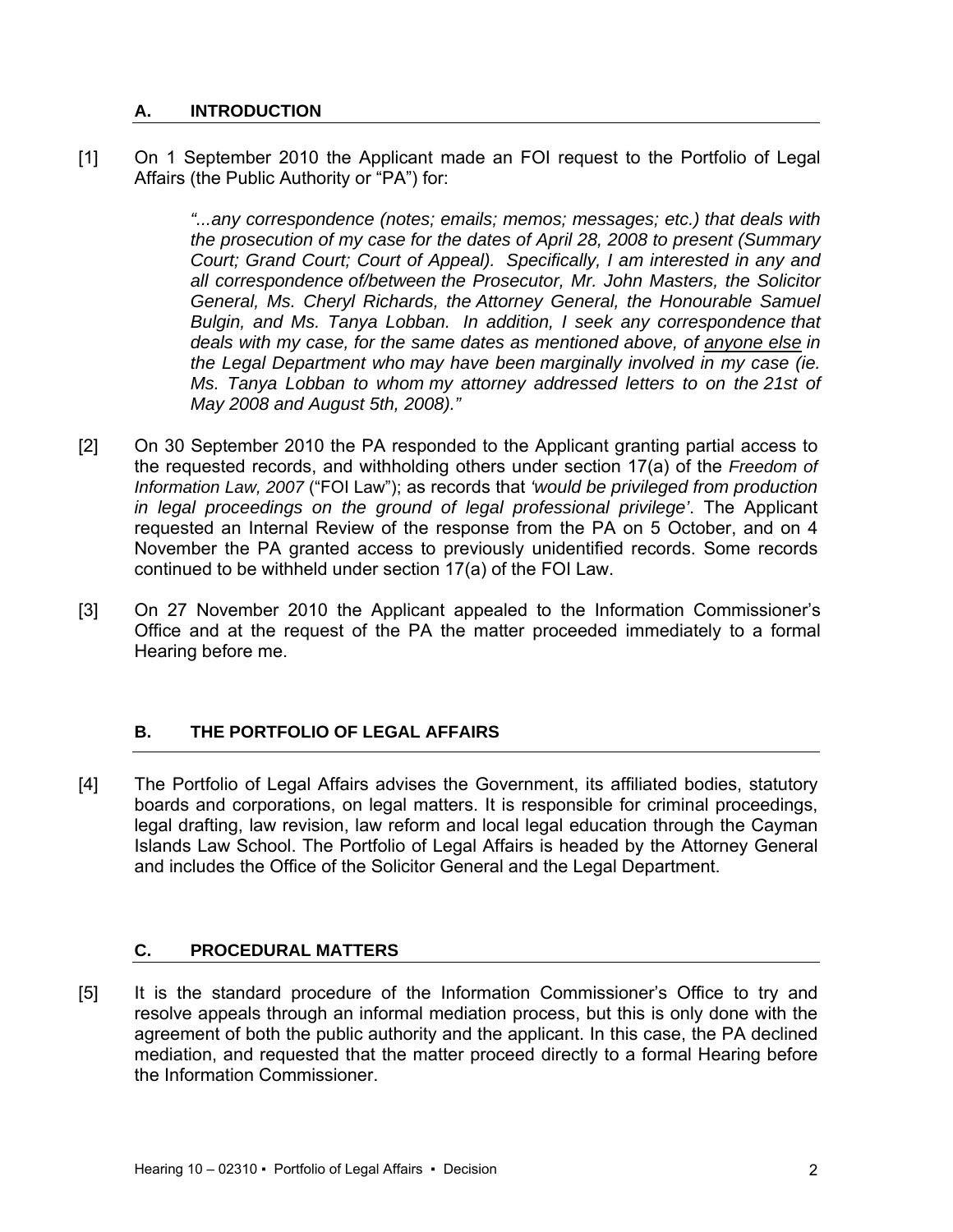## A. INTRODUCTION

[1] On 1 September 2010 the Applicant made an FOI request to the Portfolio of Legal Affairs (the Public Authority or "PA") for:

> *"...any correspondence (notes; emails; memos; messages; etc.) that deals with the prosecution of my case for the dates of April 28, 2008 to present (Summary Court; Grand Court; Court of Appeal). Specifically, I am interested in any and all correspondence of/between the Prosecutor, Mr. John Masters, the Solicitor General, Ms. Cheryl Richards, the Attorney General, the Honourable Samuel Bulgin, and Ms. Tanya Lobban. In addition, I seek any correspondence that deals with my case, for the same dates as mentioned above, of <u>anyone else</u> in the Legal Department who may have been marginally involved in my case (ie. Ms. Tanya Lobban to whom my attorney addressed letters to on the 21st of May 2008 and August 5th, 2008)."*

[2] On 30 September 2010 the PA responded to the Applicant granting partial access to the requested records, and withholding others under section 17(a) of the *Freedom of Information Law, 2007* ("FOI Law"); as records that *'would be privileged from production in legal proceedings on the ground of legal professional privilege'*. The Applicant requested an Internal Review of the response from the PA on 5 October, and on 4 November the PA granted access to previously unidentified records. Some records continued to be withheld under section 17(a) of the FOI Law.

[3] On 27 November 2010 the Applicant appealed to the Information Commissioner's Office and at the request of the PA the matter proceeded immediately to a formal Hearing before me.

## B. THE PORTFOLIO OF LEGAL AFFAIRS

[4] The Portfolio of Legal Affairs advises the Government, its affiliated bodies, statutory boards and corporations, on legal matters. It is responsible for criminal proceedings, legal drafting, law revision, law reform and local legal education through the Cayman Islands Law School. The Portfolio of Legal Affairs is headed by the Attorney General and includes the Office of the Solicitor General and the Legal Department.

## C. PROCEDURAL MATTERS

[5] It is the standard procedure of the Information Commissioner's Office to try and resolve appeals through an informal mediation process, but this is only done with the agreement of both the public authority and the applicant. In this case, the PA declined mediation, and requested that the matter proceed directly to a formal Hearing before the Information Commissioner.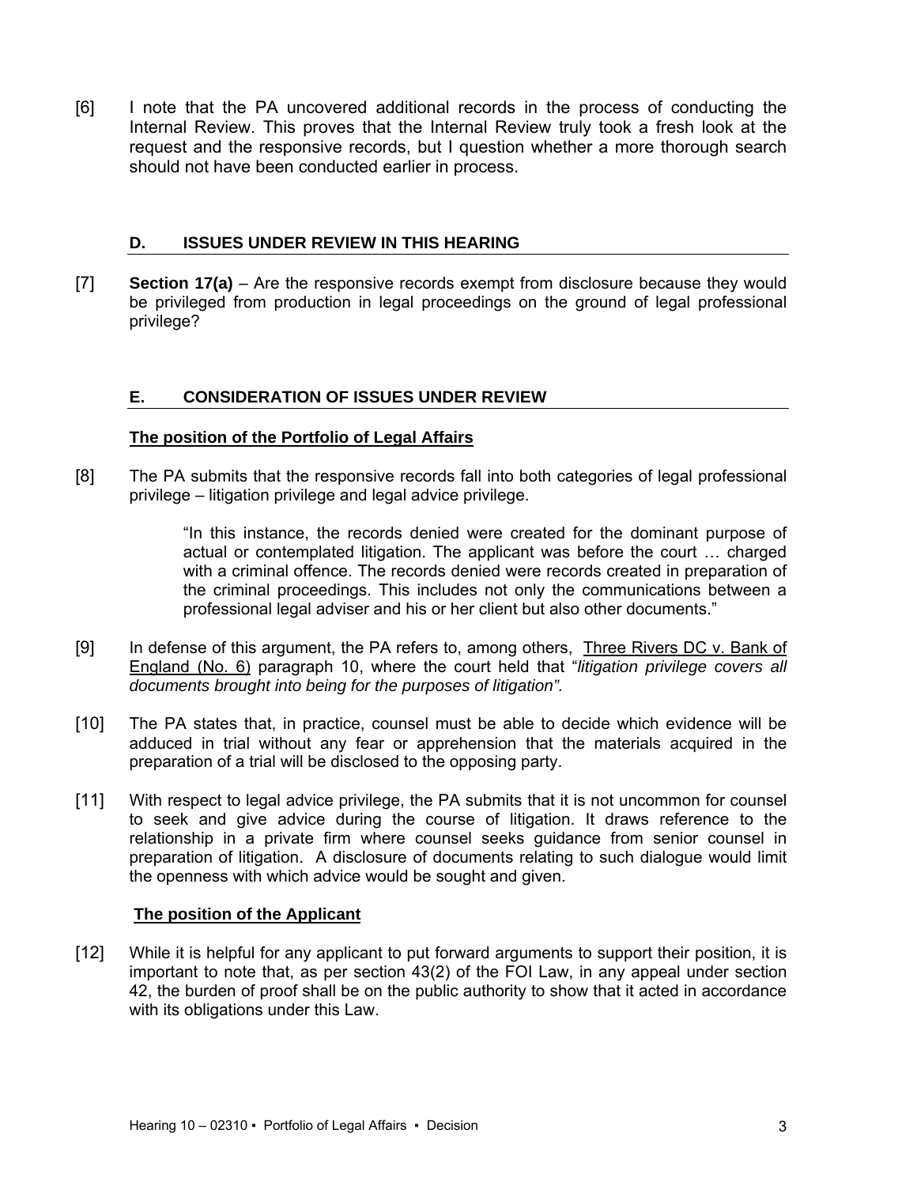[6] I note that the PA uncovered additional records in the process of conducting the Internal Review. This proves that the Internal Review truly took a fresh look at the request and the responsive records, but I question whether a more thorough search should not have been conducted earlier in process.

## D. ISSUES UNDER REVIEW IN THIS HEARING

[7] **Section 17(a)** – Are the responsive records exempt from disclosure because they would be privileged from production in legal proceedings on the ground of legal professional privilege?

## E. CONSIDERATION OF ISSUES UNDER REVIEW

**The position of the Portfolio of Legal Affairs**

[8] The PA submits that the responsive records fall into both categories of legal professional privilege – litigation privilege and legal advice privilege.

> "In this instance, the records denied were created for the dominant purpose of actual or contemplated litigation. The applicant was before the court … charged with a criminal offence. The records denied were records created in preparation of the criminal proceedings. This includes not only the communications between a professional legal adviser and his or her client but also other documents."

[9] In defense of this argument, the PA refers to, among others, Three Rivers DC v. Bank of England (No. 6) paragraph 10, where the court held that "*litigation privilege covers all documents brought into being for the purposes of litigation".*

[10] The PA states that, in practice, counsel must be able to decide which evidence will be adduced in trial without any fear or apprehension that the materials acquired in the preparation of a trial will be disclosed to the opposing party.

[11] With respect to legal advice privilege, the PA submits that it is not uncommon for counsel to seek and give advice during the course of litigation. It draws reference to the relationship in a private firm where counsel seeks guidance from senior counsel in preparation of litigation. A disclosure of documents relating to such dialogue would limit the openness with which advice would be sought and given.

**The position of the Applicant**

[12] While it is helpful for any applicant to put forward arguments to support their position, it is important to note that, as per section 43(2) of the FOI Law, in any appeal under section 42, the burden of proof shall be on the public authority to show that it acted in accordance with its obligations under this Law.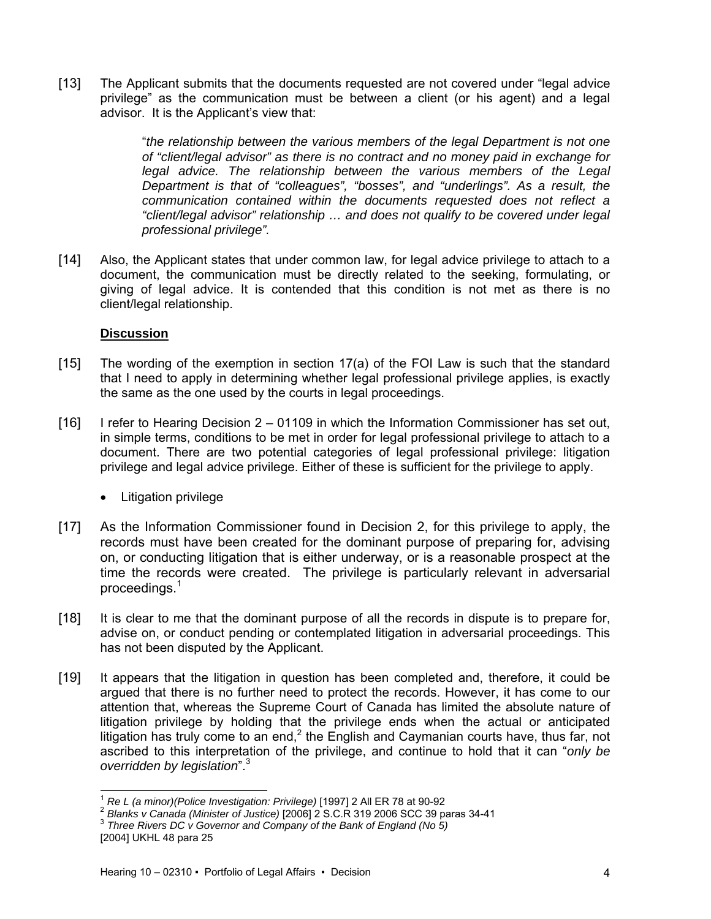[13] The Applicant submits that the documents requested are not covered under "legal advice privilege" as the communication must be between a client (or his agent) and a legal advisor. It is the Applicant's view that:

> "*the relationship between the various members of the legal Department is not one of "client/legal advisor" as there is no contract and no money paid in exchange for legal advice. The relationship between the various members of the Legal Department is that of "colleagues", "bosses", and "underlings". As a result, the communication contained within the documents requested does not reflect a "client/legal advisor" relationship … and does not qualify to be covered under legal professional privilege".*

[14] Also, the Applicant states that under common law, for legal advice privilege to attach to a document, the communication must be directly related to the seeking, formulating, or giving of legal advice. It is contended that this condition is not met as there is no client/legal relationship.

**Discussion**

[15] The wording of the exemption in section 17(a) of the FOI Law is such that the standard that I need to apply in determining whether legal professional privilege applies, is exactly the same as the one used by the courts in legal proceedings.

[16] I refer to Hearing Decision 2 – 01109 in which the Information Commissioner has set out, in simple terms, conditions to be met in order for legal professional privilege to attach to a document. There are two potential categories of legal professional privilege: litigation privilege and legal advice privilege. Either of these is sufficient for the privilege to apply.

- Litigation privilege

[17] As the Information Commissioner found in Decision 2, for this privilege to apply, the records must have been created for the dominant purpose of preparing for, advising on, or conducting litigation that is either underway, or is a reasonable prospect at the time the records were created. The privilege is particularly relevant in adversarial proceedings.[1]

[18] It is clear to me that the dominant purpose of all the records in dispute is to prepare for, advise on, or conduct pending or contemplated litigation in adversarial proceedings. This has not been disputed by the Applicant.

[19] It appears that the litigation in question has been completed and, therefore, it could be argued that there is no further need to protect the records. However, it has come to our attention that, whereas the Supreme Court of Canada has limited the absolute nature of litigation privilege by holding that the privilege ends when the actual or anticipated litigation has truly come to an end,[2] the English and Caymanian courts have, thus far, not ascribed to this interpretation of the privilege, and continue to hold that it can "*only be overridden by legislation*".[3]

---

[1] *Re L (a minor)(Police Investigation: Privilege)* [1997] 2 All ER 78 at 90-92

[2] *Blanks v Canada (Minister of Justice)* [2006] 2 S.C.R 319 2006 SCC 39 paras 34-41

[3] *Three Rivers DC v Governor and Company of the Bank of England (No 5)* [2004] UKHL 48 para 25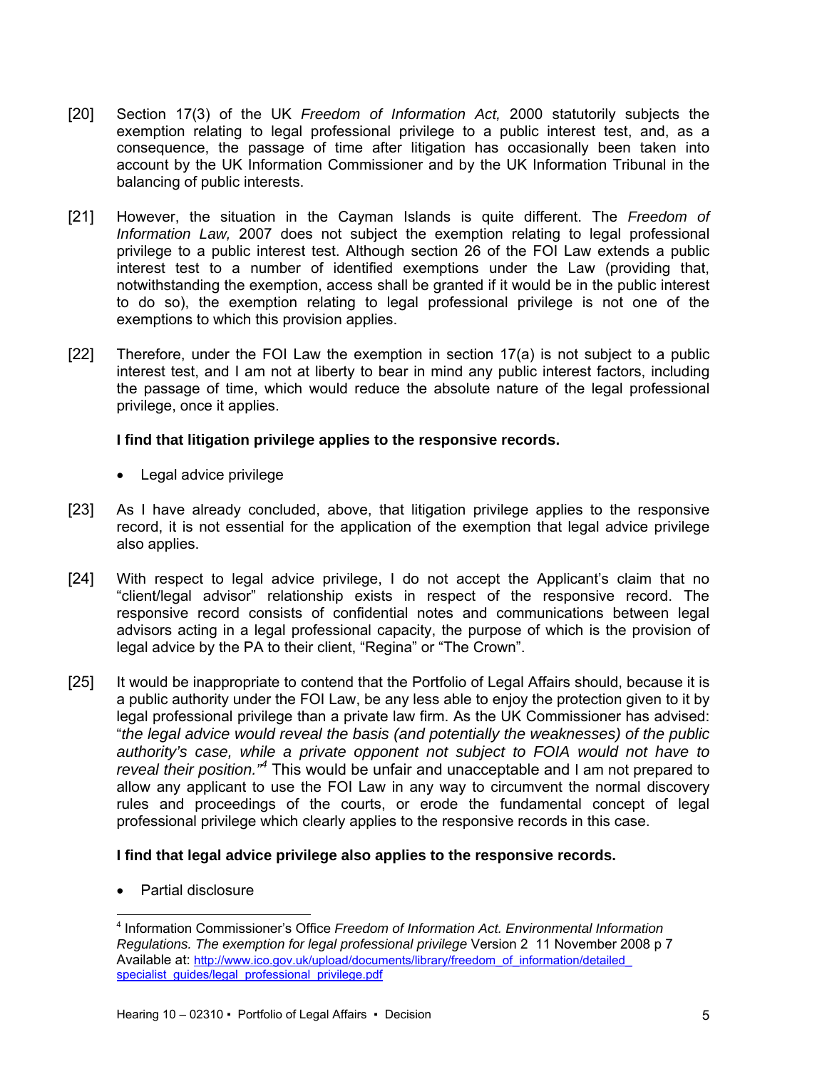[20] Section 17(3) of the UK *Freedom of Information Act,* 2000 statutorily subjects the exemption relating to legal professional privilege to a public interest test, and, as a consequence, the passage of time after litigation has occasionally been taken into account by the UK Information Commissioner and by the UK Information Tribunal in the balancing of public interests.

[21] However, the situation in the Cayman Islands is quite different. The *Freedom of Information Law,* 2007 does not subject the exemption relating to legal professional privilege to a public interest test. Although section 26 of the FOI Law extends a public interest test to a number of identified exemptions under the Law (providing that, notwithstanding the exemption, access shall be granted if it would be in the public interest to do so), the exemption relating to legal professional privilege is not one of the exemptions to which this provision applies.

[22] Therefore, under the FOI Law the exemption in section 17(a) is not subject to a public interest test, and I am not at liberty to bear in mind any public interest factors, including the passage of time, which would reduce the absolute nature of the legal professional privilege, once it applies.

**I find that litigation privilege applies to the responsive records.**

- Legal advice privilege

[23] As I have already concluded, above, that litigation privilege applies to the responsive record, it is not essential for the application of the exemption that legal advice privilege also applies.

[24] With respect to legal advice privilege, I do not accept the Applicant's claim that no "client/legal advisor" relationship exists in respect of the responsive record. The responsive record consists of confidential notes and communications between legal advisors acting in a legal professional capacity, the purpose of which is the provision of legal advice by the PA to their client, "Regina" or "The Crown".

[25] It would be inappropriate to contend that the Portfolio of Legal Affairs should, because it is a public authority under the FOI Law, be any less able to enjoy the protection given to it by legal professional privilege than a private law firm. As the UK Commissioner has advised: "*the legal advice would reveal the basis (and potentially the weaknesses) of the public authority's case, while a private opponent not subject to FOIA would not have to reveal their position.*"[4] This would be unfair and unacceptable and I am not prepared to allow any applicant to use the FOI Law in any way to circumvent the normal discovery rules and proceedings of the courts, or erode the fundamental concept of legal professional privilege which clearly applies to the responsive records in this case.

**I find that legal advice privilege also applies to the responsive records.**

- Partial disclosure

---

[4] Information Commissioner's Office *Freedom of Information Act. Environmental Information Regulations. The exemption for legal professional privilege* Version 2 11 November 2008 p 7 Available at: http://www.ico.gov.uk/upload/documents/library/freedom_of_information/detailed_specialist_guides/legal_professional_privilege.pdf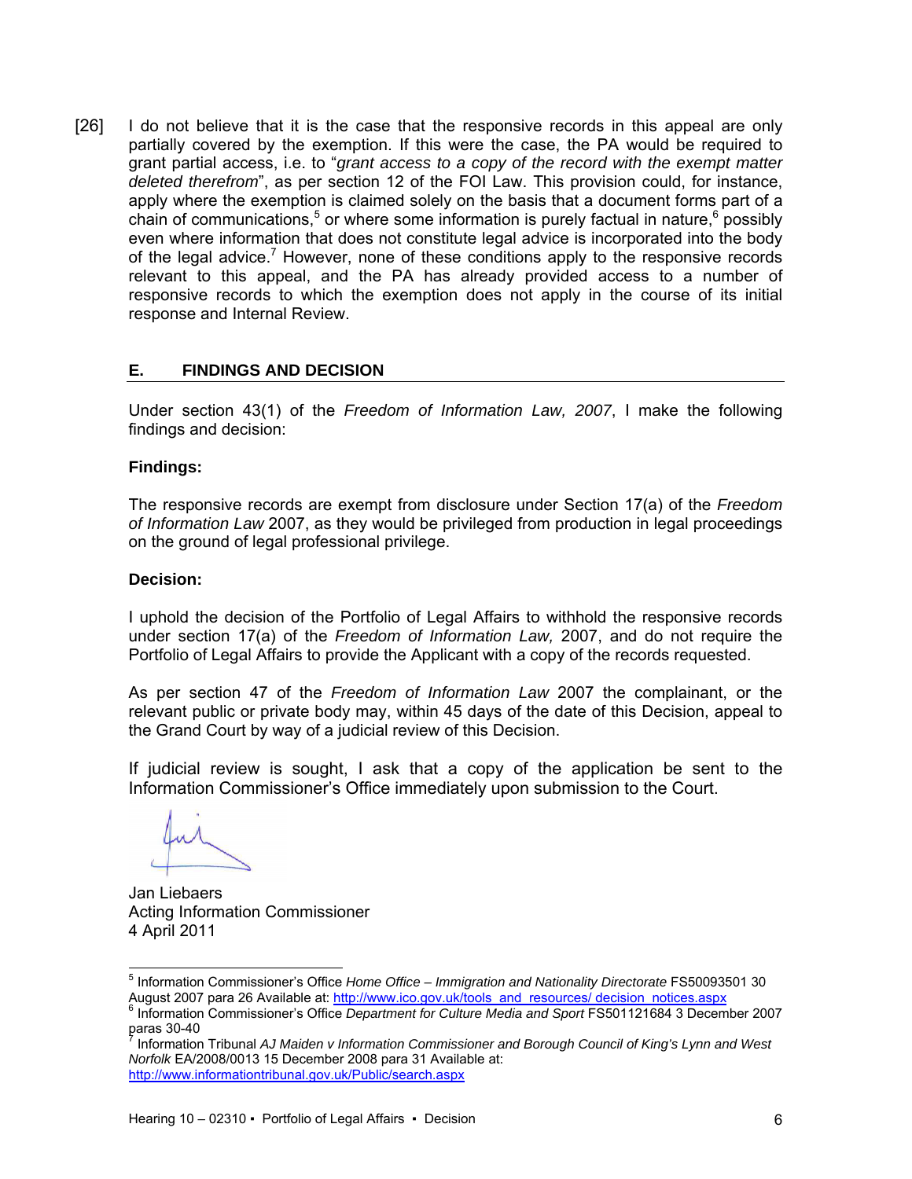[26] I do not believe that it is the case that the responsive records in this appeal are only partially covered by the exemption. If this were the case, the PA would be required to grant partial access, i.e. to "*grant access to a copy of the record with the exempt matter deleted therefrom*", as per section 12 of the FOI Law. This provision could, for instance, apply where the exemption is claimed solely on the basis that a document forms part of a chain of communications,[5] or where some information is purely factual in nature,[6] possibly even where information that does not constitute legal advice is incorporated into the body of the legal advice.[7] However, none of these conditions apply to the responsive records relevant to this appeal, and the PA has already provided access to a number of responsive records to which the exemption does not apply in the course of its initial response and Internal Review.

## E. FINDINGS AND DECISION

Under section 43(1) of the *Freedom of Information Law, 2007*, I make the following findings and decision:

**Findings:**

The responsive records are exempt from disclosure under Section 17(a) of the *Freedom of Information Law* 2007, as they would be privileged from production in legal proceedings on the ground of legal professional privilege.

**Decision:**

I uphold the decision of the Portfolio of Legal Affairs to withhold the responsive records under section 17(a) of the *Freedom of Information Law,* 2007, and do not require the Portfolio of Legal Affairs to provide the Applicant with a copy of the records requested.

As per section 47 of the *Freedom of Information Law* 2007 the complainant, or the relevant public or private body may, within 45 days of the date of this Decision, appeal to the Grand Court by way of a judicial review of this Decision.

If judicial review is sought, I ask that a copy of the application be sent to the Information Commissioner's Office immediately upon submission to the Court.

Jan Liebaers
Acting Information Commissioner
4 April 2011

---

[5] Information Commissioner's Office *Home Office – Immigration and Nationality Directorate* FS50093501 30 August 2007 para 26 Available at: http://www.ico.gov.uk/tools_and_resources/ decision_notices.aspx

[6] Information Commissioner's Office *Department for Culture Media and Sport* FS501121684 3 December 2007 paras 30-40

[7] Information Tribunal *AJ Maiden v Information Commissioner and Borough Council of King's Lynn and West Norfolk* EA/2008/0013 15 December 2008 para 31 Available at: http://www.informationtribunal.gov.uk/Public/search.aspx